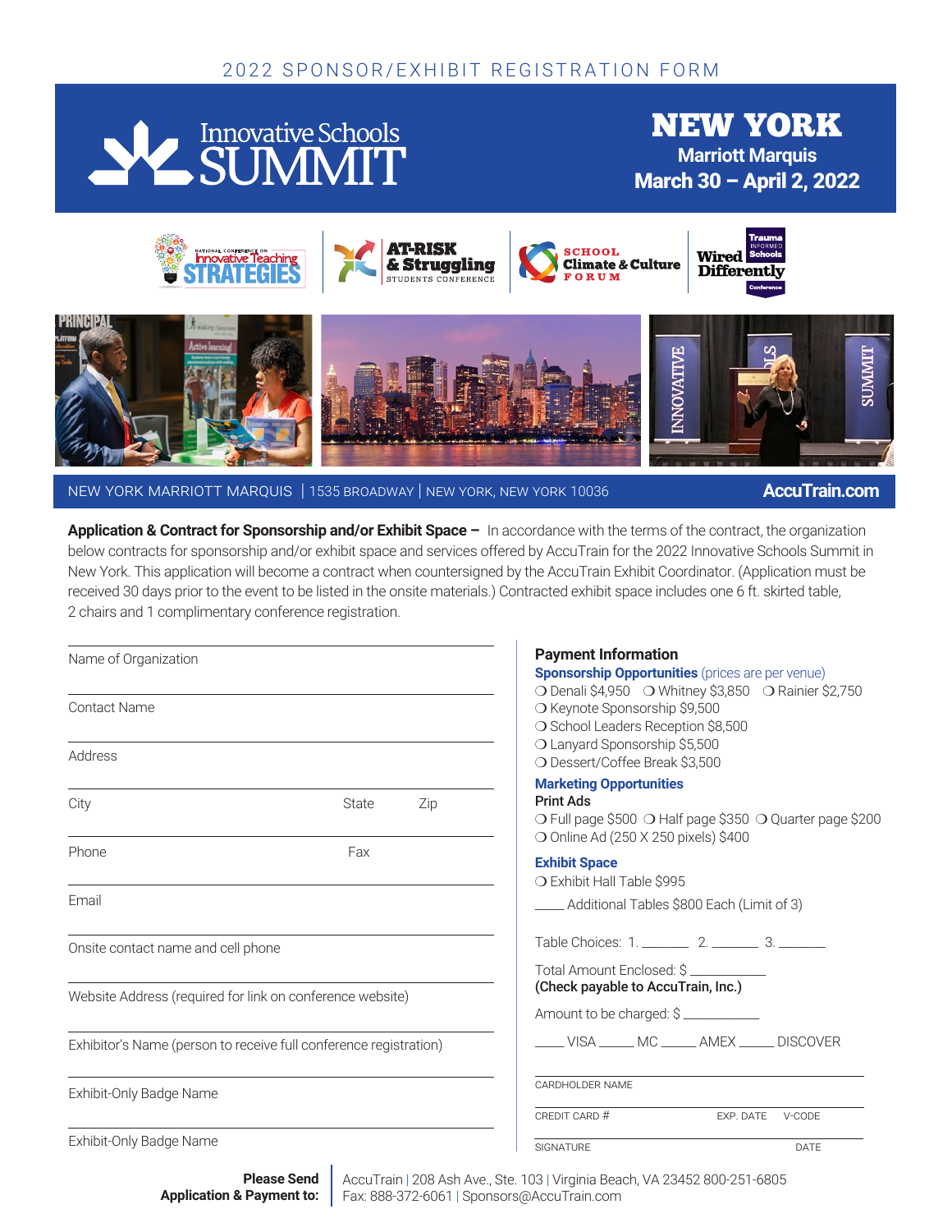# 2022 SPONSOR/EXHIBIT REGISTRATION FORM

## Innovative Schools SUMMIT

## NEW YORK
**Marriott Marquis**
**March 30 – April 2, 2022**

National Conference on Innovative Teaching STRATEGIES | AT-RISK & Struggling Students Conference | School Climate & Culture Forum | Wired Differently Trauma Informed Schools Conference

NEW YORK MARRIOTT MARQUIS | 1535 BROADWAY | NEW YORK, NEW YORK 10036 **AccuTrain.com**

**Application & Contract for Sponsorship and/or Exhibit Space –** In accordance with the terms of the contract, the organization below contracts for sponsorship and/or exhibit space and services offered by AccuTrain for the 2022 Innovative Schools Summit in New York. This application will become a contract when countersigned by the AccuTrain Exhibit Coordinator. (Application must be received 30 days prior to the event to be listed in the onsite materials.) Contracted exhibit space includes one 6 ft. skirted table, 2 chairs and 1 complimentary conference registration.

Name of Organization

Contact Name

Address

City State Zip

Phone Fax

Email

Onsite contact name and cell phone

Website Address (required for link on conference website)

Exhibitor's Name (person to receive full conference registration)

Exhibit-Only Badge Name

Exhibit-Only Badge Name

### Payment Information

**Sponsorship Opportunities** (prices are per venue)

❍ Denali $4,950 ❍ Whitney $3,850 ❍ Rainier $2,750
❍ Keynote Sponsorship $9,500
❍ School Leaders Reception $8,500
❍ Lanyard Sponsorship $5,500
❍ Dessert/Coffee Break $3,500

**Marketing Opportunities**

**Print Ads**

❍ Full page $500 ❍ Half page $350 ❍ Quarter page $200
❍ Online Ad (250 X 250 pixels) $400

**Exhibit Space**

❍ Exhibit Hall Table $995
____ Additional Tables $800 Each (Limit of 3)

Table Choices: 1. _______ 2. _______ 3. _______

Total Amount Enclosed: $ ___________
**(Check payable to AccuTrain, Inc.)**

Amount to be charged: $ ___________

____ VISA _____ MC _____ AMEX _____ DISCOVER

CARDHOLDER NAME

CREDIT CARD # EXP. DATE V-CODE

SIGNATURE DATE

**Please Send Application & Payment to:** AccuTrain | 208 Ash Ave., Ste. 103 | Virginia Beach, VA 23452 800-251-6805
Fax: 888-372-6061 | Sponsors@AccuTrain.com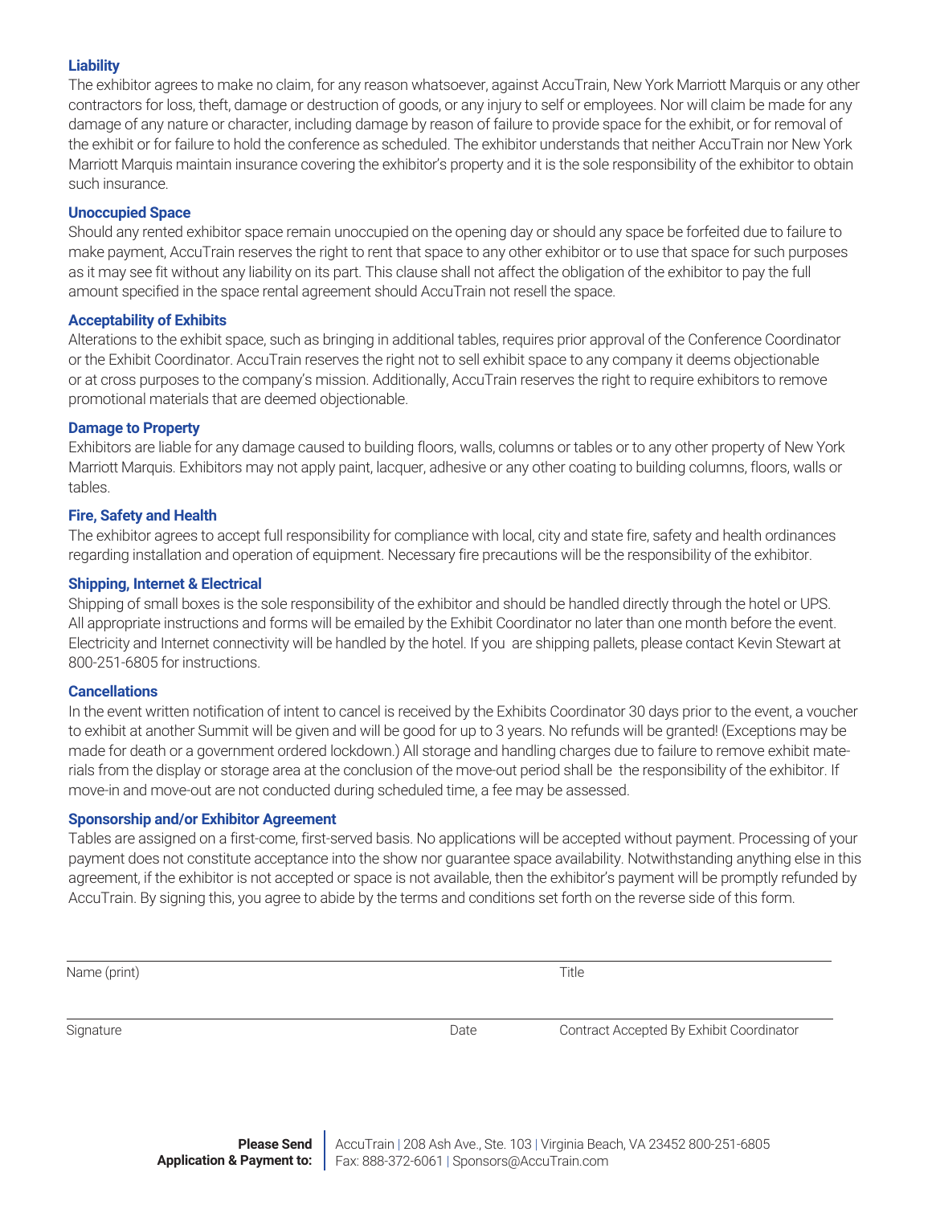### Liability

The exhibitor agrees to make no claim, for any reason whatsoever, against AccuTrain, New York Marriott Marquis or any other contractors for loss, theft, damage or destruction of goods, or any injury to self or employees. Nor will claim be made for any damage of any nature or character, including damage by reason of failure to provide space for the exhibit, or for removal of the exhibit or for failure to hold the conference as scheduled. The exhibitor understands that neither AccuTrain nor New York Marriott Marquis maintain insurance covering the exhibitor's property and it is the sole responsibility of the exhibitor to obtain such insurance.

### Unoccupied Space

Should any rented exhibitor space remain unoccupied on the opening day or should any space be forfeited due to failure to make payment, AccuTrain reserves the right to rent that space to any other exhibitor or to use that space for such purposes as it may see fit without any liability on its part. This clause shall not affect the obligation of the exhibitor to pay the full amount specified in the space rental agreement should AccuTrain not resell the space.

### Acceptability of Exhibits

Alterations to the exhibit space, such as bringing in additional tables, requires prior approval of the Conference Coordinator or the Exhibit Coordinator. AccuTrain reserves the right not to sell exhibit space to any company it deems objectionable or at cross purposes to the company's mission. Additionally, AccuTrain reserves the right to require exhibitors to remove promotional materials that are deemed objectionable.

### Damage to Property

Exhibitors are liable for any damage caused to building floors, walls, columns or tables or to any other property of New York Marriott Marquis. Exhibitors may not apply paint, lacquer, adhesive or any other coating to building columns, floors, walls or tables.

### Fire, Safety and Health

The exhibitor agrees to accept full responsibility for compliance with local, city and state fire, safety and health ordinances regarding installation and operation of equipment. Necessary fire precautions will be the responsibility of the exhibitor.

### Shipping, Internet & Electrical

Shipping of small boxes is the sole responsibility of the exhibitor and should be handled directly through the hotel or UPS. All appropriate instructions and forms will be emailed by the Exhibit Coordinator no later than one month before the event. Electricity and Internet connectivity will be handled by the hotel. If you are shipping pallets, please contact Kevin Stewart at 800-251-6805 for instructions.

### Cancellations

In the event written notification of intent to cancel is received by the Exhibits Coordinator 30 days prior to the event, a voucher to exhibit at another Summit will be given and will be good for up to 3 years. No refunds will be granted! (Exceptions may be made for death or a government ordered lockdown.) All storage and handling charges due to failure to remove exhibit materials from the display or storage area at the conclusion of the move-out period shall be the responsibility of the exhibitor. If move-in and move-out are not conducted during scheduled time, a fee may be assessed.

### Sponsorship and/or Exhibitor Agreement

Tables are assigned on a first-come, first-served basis. No applications will be accepted without payment. Processing of your payment does not constitute acceptance into the show nor guarantee space availability. Notwithstanding anything else in this agreement, if the exhibitor is not accepted or space is not available, then the exhibitor's payment will be promptly refunded by AccuTrain. By signing this, you agree to abide by the terms and conditions set forth on the reverse side of this form.

Name (print) ______________________ Title ______________________

Signature ______________________ Date ____________ Contract Accepted By Exhibit Coordinator ______________________

**Please Send Application & Payment to:** AccuTrain | 208 Ash Ave., Ste. 103 | Virginia Beach, VA 23452 800-251-6805
Fax: 888-372-6061 | Sponsors@AccuTrain.com